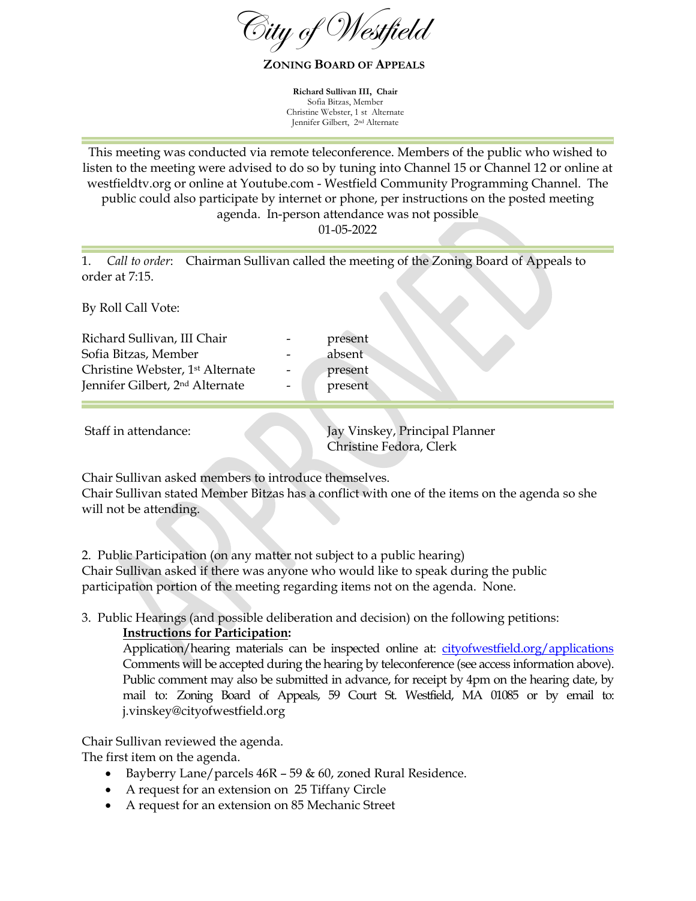# City of Westfield

## ZONING BOARD OF APPEALS

**Richard Sullivan III, Chair**
Sofia Bitzas, Member
Christine Webster, 1 st Alternate
Jennifer Gilbert, 2nd Alternate

This meeting was conducted via remote teleconference. Members of the public who wished to listen to the meeting were advised to do so by tuning into Channel 15 or Channel 12 or online at westfieldtv.org or online at Youtube.com - Westfield Community Programming Channel. The public could also participate by internet or phone, per instructions on the posted meeting agenda. In-person attendance was not possible
01-05-2022

1. *Call to order*: Chairman Sullivan called the meeting of the Zoning Board of Appeals to order at 7:15.

By Roll Call Vote:

| | | |
|---|---|---|
| Richard Sullivan, III Chair | - | present |
| Sofia Bitzas, Member | - | absent |
| Christine Webster, 1st Alternate | - | present |
| Jennifer Gilbert, 2nd Alternate | - | present |

| | |
|---|---|
| Staff in attendance: | Jay Vinskey, Principal Planner |
| | Christine Fedora, Clerk |

Chair Sullivan asked members to introduce themselves.
Chair Sullivan stated Member Bitzas has a conflict with one of the items on the agenda so she will not be attending.

2. Public Participation (on any matter not subject to a public hearing)
Chair Sullivan asked if there was anyone who would like to speak during the public participation portion of the meeting regarding items not on the agenda. None.

3. Public Hearings (and possible deliberation and decision) on the following petitions:

**Instructions for Participation:**

Application/hearing materials can be inspected online at: cityofwestfield.org/applications Comments will be accepted during the hearing by teleconference (see access information above). Public comment may also be submitted in advance, for receipt by 4pm on the hearing date, by mail to: Zoning Board of Appeals, 59 Court St. Westfield, MA 01085 or by email to: j.vinskey@cityofwestfield.org

Chair Sullivan reviewed the agenda.
The first item on the agenda.

- Bayberry Lane/parcels 46R – 59 & 60, zoned Rural Residence.
- A request for an extension on 25 Tiffany Circle
- A request for an extension on 85 Mechanic Street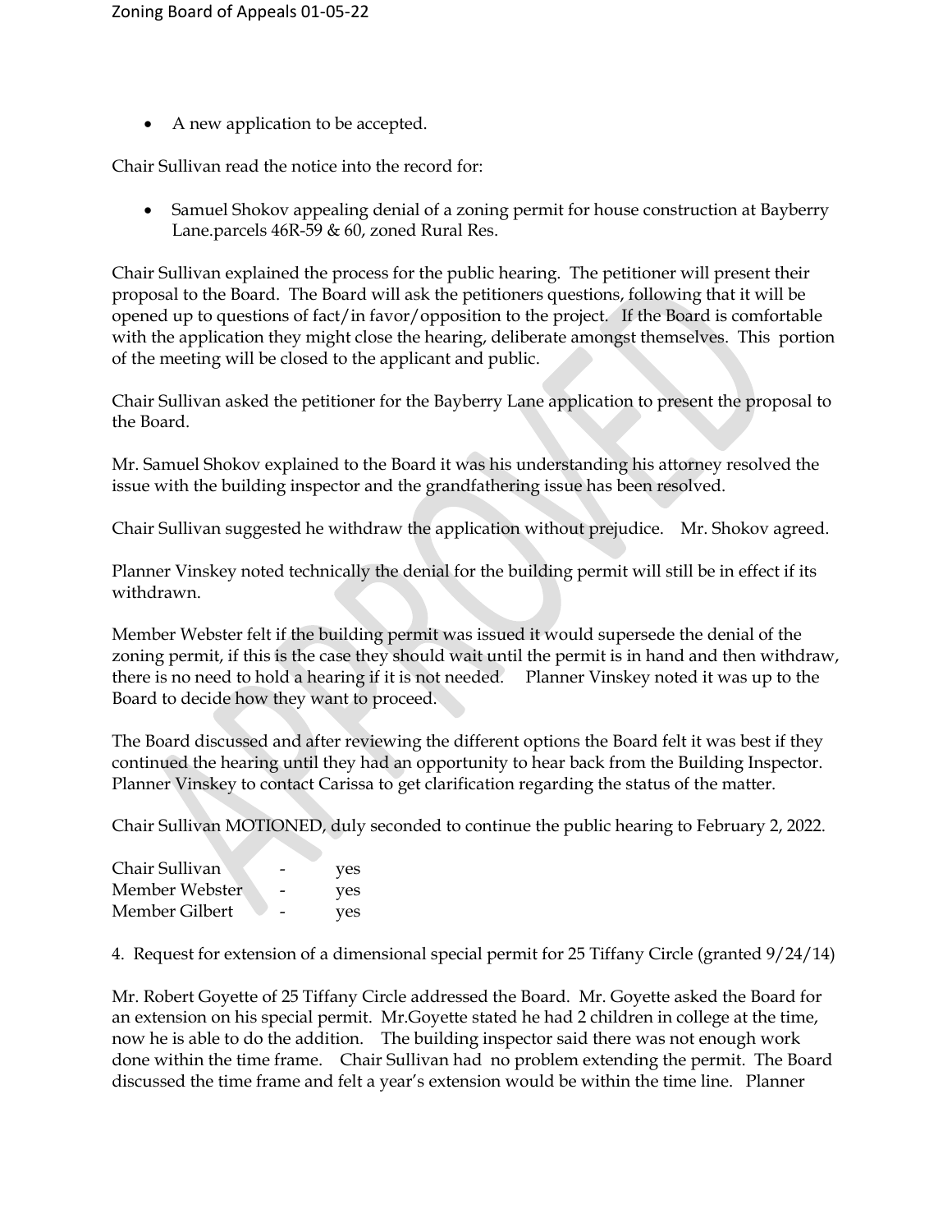- A new application to be accepted.

Chair Sullivan read the notice into the record for:

- Samuel Shokov appealing denial of a zoning permit for house construction at Bayberry Lane.parcels 46R-59 & 60, zoned Rural Res.

Chair Sullivan explained the process for the public hearing. The petitioner will present their proposal to the Board. The Board will ask the petitioners questions, following that it will be opened up to questions of fact/in favor/opposition to the project. If the Board is comfortable with the application they might close the hearing, deliberate amongst themselves. This portion of the meeting will be closed to the applicant and public.

Chair Sullivan asked the petitioner for the Bayberry Lane application to present the proposal to the Board.

Mr. Samuel Shokov explained to the Board it was his understanding his attorney resolved the issue with the building inspector and the grandfathering issue has been resolved.

Chair Sullivan suggested he withdraw the application without prejudice. Mr. Shokov agreed.

Planner Vinskey noted technically the denial for the building permit will still be in effect if its withdrawn.

Member Webster felt if the building permit was issued it would supersede the denial of the zoning permit, if this is the case they should wait until the permit is in hand and then withdraw, there is no need to hold a hearing if it is not needed. Planner Vinskey noted it was up to the Board to decide how they want to proceed.

The Board discussed and after reviewing the different options the Board felt it was best if they continued the hearing until they had an opportunity to hear back from the Building Inspector. Planner Vinskey to contact Carissa to get clarification regarding the status of the matter.

Chair Sullivan MOTIONED, duly seconded to continue the public hearing to February 2, 2022.

| | | |
|---|---|---|
| Chair Sullivan | - | yes |
| Member Webster | - | yes |
| Member Gilbert | - | yes |

4. Request for extension of a dimensional special permit for 25 Tiffany Circle (granted 9/24/14)

Mr. Robert Goyette of 25 Tiffany Circle addressed the Board. Mr. Goyette asked the Board for an extension on his special permit. Mr.Goyette stated he had 2 children in college at the time, now he is able to do the addition. The building inspector said there was not enough work done within the time frame. Chair Sullivan had no problem extending the permit. The Board discussed the time frame and felt a year's extension would be within the time line. Planner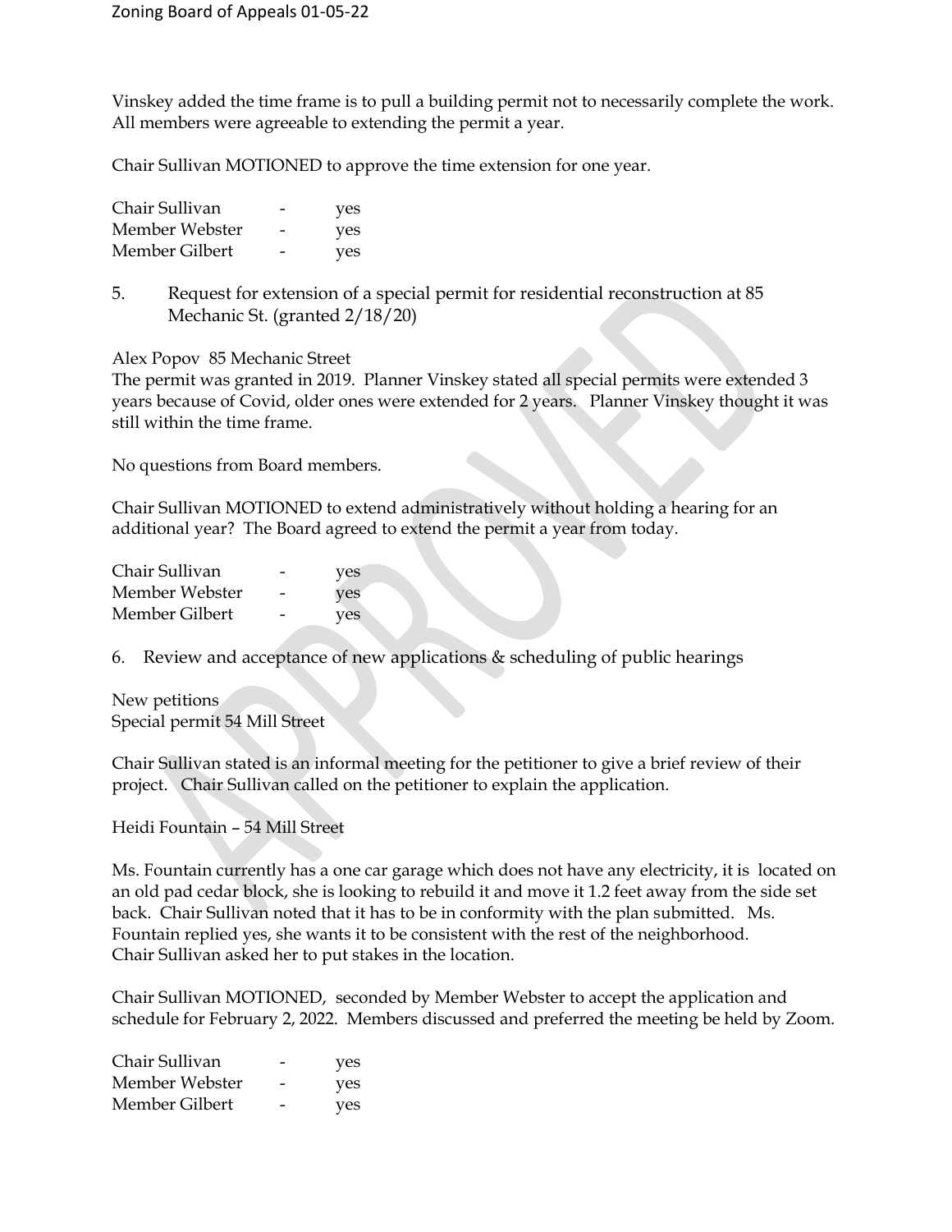Vinskey added the time frame is to pull a building permit not to necessarily complete the work. All members were agreeable to extending the permit a year.

Chair Sullivan MOTIONED to approve the time extension for one year.

| | | |
|---|---|---|
| Chair Sullivan | - | yes |
| Member Webster | - | yes |
| Member Gilbert | - | yes |

5. Request for extension of a special permit for residential reconstruction at 85 Mechanic St. (granted 2/18/20)

Alex Popov 85 Mechanic Street
The permit was granted in 2019. Planner Vinskey stated all special permits were extended 3 years because of Covid, older ones were extended for 2 years. Planner Vinskey thought it was still within the time frame.

No questions from Board members.

Chair Sullivan MOTIONED to extend administratively without holding a hearing for an additional year? The Board agreed to extend the permit a year from today.

| | | |
|---|---|---|
| Chair Sullivan | - | yes |
| Member Webster | - | yes |
| Member Gilbert | - | yes |

6. Review and acceptance of new applications & scheduling of public hearings

New petitions
Special permit 54 Mill Street

Chair Sullivan stated is an informal meeting for the petitioner to give a brief review of their project. Chair Sullivan called on the petitioner to explain the application.

Heidi Fountain – 54 Mill Street

Ms. Fountain currently has a one car garage which does not have any electricity, it is located on an old pad cedar block, she is looking to rebuild it and move it 1.2 feet away from the side set back. Chair Sullivan noted that it has to be in conformity with the plan submitted. Ms. Fountain replied yes, she wants it to be consistent with the rest of the neighborhood. Chair Sullivan asked her to put stakes in the location.

Chair Sullivan MOTIONED, seconded by Member Webster to accept the application and schedule for February 2, 2022. Members discussed and preferred the meeting be held by Zoom.

| | | |
|---|---|---|
| Chair Sullivan | - | yes |
| Member Webster | - | yes |
| Member Gilbert | - | yes |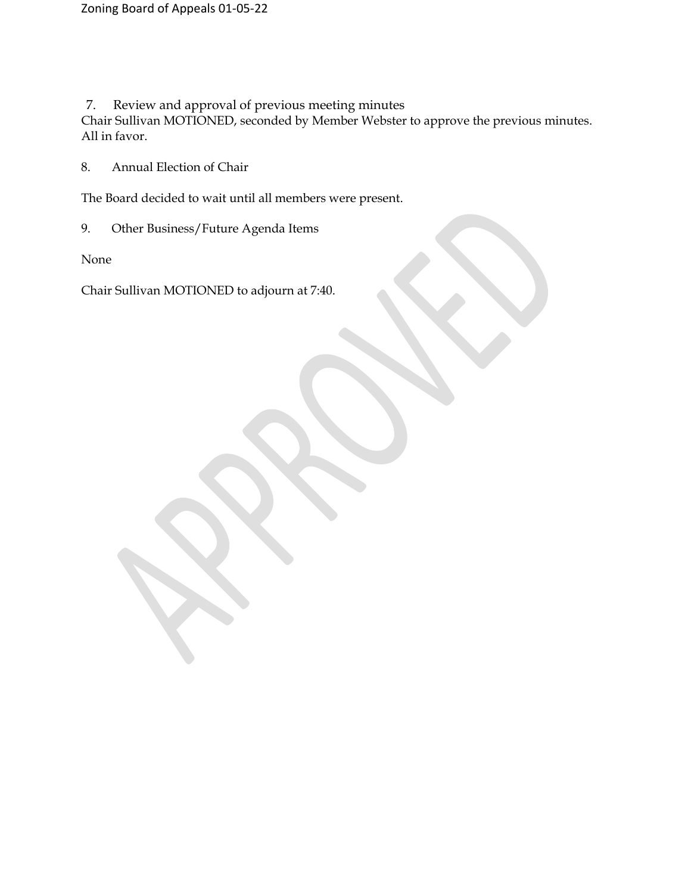7. Review and approval of previous meeting minutes

Chair Sullivan MOTIONED, seconded by Member Webster to approve the previous minutes. All in favor.

8. Annual Election of Chair

The Board decided to wait until all members were present.

9. Other Business/Future Agenda Items

None

Chair Sullivan MOTIONED to adjourn at 7:40.